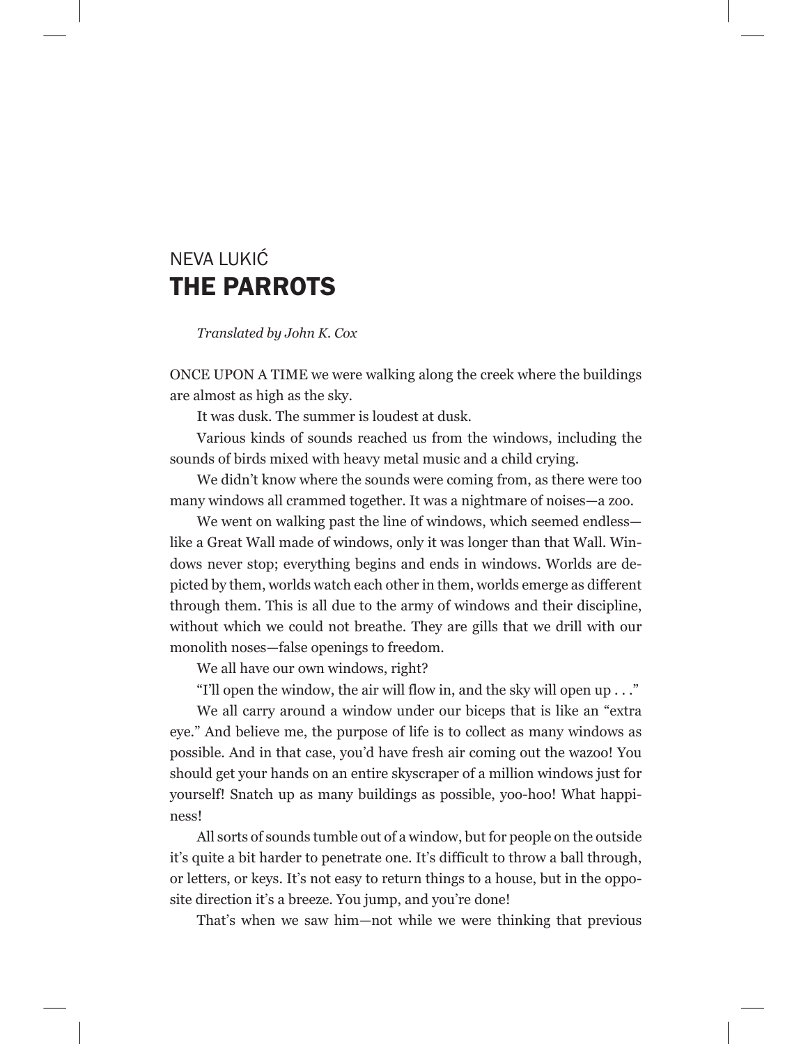# NEVA LUKIĆ

# THE PARROTS

*Translated by John K. Cox*

ONCE UPON A TIME we were walking along the creek where the buildings are almost as high as the sky.

It was dusk. The summer is loudest at dusk.

Various kinds of sounds reached us from the windows, including the sounds of birds mixed with heavy metal music and a child crying.

We didn't know where the sounds were coming from, as there were too many windows all crammed together. It was a nightmare of noises—a zoo.

We went on walking past the line of windows, which seemed endless—like a Great Wall made of windows, only it was longer than that Wall. Windows never stop; everything begins and ends in windows. Worlds are depicted by them, worlds watch each other in them, worlds emerge as different through them. This is all due to the army of windows and their discipline, without which we could not breathe. They are gills that we drill with our monolith noses—false openings to freedom.

We all have our own windows, right?

"I'll open the window, the air will flow in, and the sky will open up . . ."

We all carry around a window under our biceps that is like an "extra eye." And believe me, the purpose of life is to collect as many windows as possible. And in that case, you'd have fresh air coming out the wazoo! You should get your hands on an entire skyscraper of a million windows just for yourself! Snatch up as many buildings as possible, yoo-hoo! What happiness!

All sorts of sounds tumble out of a window, but for people on the outside it's quite a bit harder to penetrate one. It's difficult to throw a ball through, or letters, or keys. It's not easy to return things to a house, but in the opposite direction it's a breeze. You jump, and you're done!

That's when we saw him—not while we were thinking that previous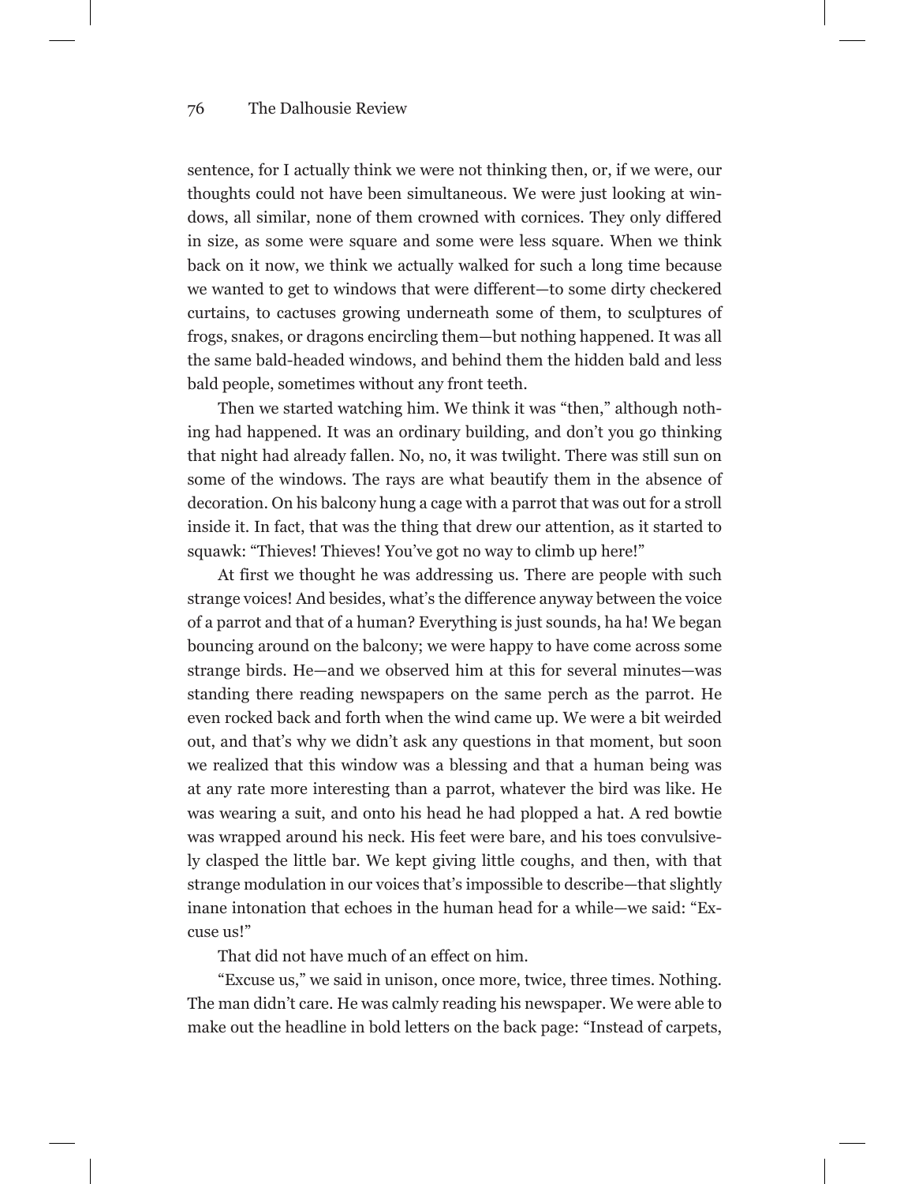sentence, for I actually think we were not thinking then, or, if we were, our thoughts could not have been simultaneous. We were just looking at windows, all similar, none of them crowned with cornices. They only differed in size, as some were square and some were less square. When we think back on it now, we think we actually walked for such a long time because we wanted to get to windows that were different—to some dirty checkered curtains, to cactuses growing underneath some of them, to sculptures of frogs, snakes, or dragons encircling them—but nothing happened. It was all the same bald-headed windows, and behind them the hidden bald and less bald people, sometimes without any front teeth.

Then we started watching him. We think it was "then," although nothing had happened. It was an ordinary building, and don't you go thinking that night had already fallen. No, no, it was twilight. There was still sun on some of the windows. The rays are what beautify them in the absence of decoration. On his balcony hung a cage with a parrot that was out for a stroll inside it. In fact, that was the thing that drew our attention, as it started to squawk: "Thieves! Thieves! You've got no way to climb up here!"

At first we thought he was addressing us. There are people with such strange voices! And besides, what's the difference anyway between the voice of a parrot and that of a human? Everything is just sounds, ha ha! We began bouncing around on the balcony; we were happy to have come across some strange birds. He—and we observed him at this for several minutes—was standing there reading newspapers on the same perch as the parrot. He even rocked back and forth when the wind came up. We were a bit weirded out, and that's why we didn't ask any questions in that moment, but soon we realized that this window was a blessing and that a human being was at any rate more interesting than a parrot, whatever the bird was like. He was wearing a suit, and onto his head he had plopped a hat. A red bowtie was wrapped around his neck. His feet were bare, and his toes convulsively clasped the little bar. We kept giving little coughs, and then, with that strange modulation in our voices that's impossible to describe—that slightly inane intonation that echoes in the human head for a while—we said: "Excuse us!"

That did not have much of an effect on him.

"Excuse us," we said in unison, once more, twice, three times. Nothing. The man didn't care. He was calmly reading his newspaper. We were able to make out the headline in bold letters on the back page: "Instead of carpets,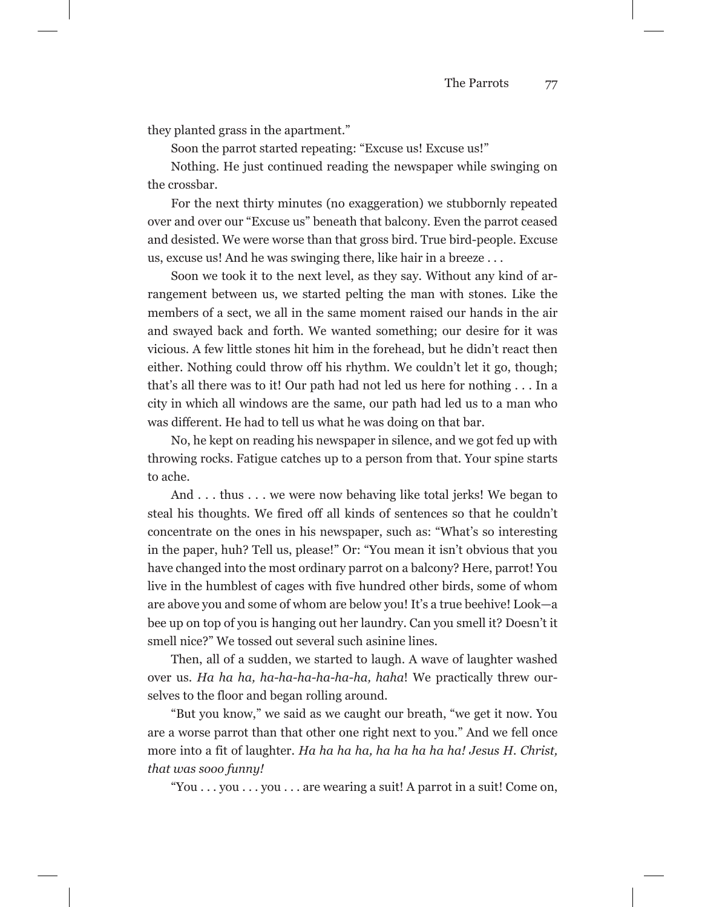they planted grass in the apartment."

Soon the parrot started repeating: "Excuse us! Excuse us!"

Nothing. He just continued reading the newspaper while swinging on the crossbar.

For the next thirty minutes (no exaggeration) we stubbornly repeated over and over our "Excuse us" beneath that balcony. Even the parrot ceased and desisted. We were worse than that gross bird. True bird-people. Excuse us, excuse us! And he was swinging there, like hair in a breeze . . .

Soon we took it to the next level, as they say. Without any kind of arrangement between us, we started pelting the man with stones. Like the members of a sect, we all in the same moment raised our hands in the air and swayed back and forth. We wanted something; our desire for it was vicious. A few little stones hit him in the forehead, but he didn't react then either. Nothing could throw off his rhythm. We couldn't let it go, though; that's all there was to it! Our path had not led us here for nothing . . . In a city in which all windows are the same, our path had led us to a man who was different. He had to tell us what he was doing on that bar.

No, he kept on reading his newspaper in silence, and we got fed up with throwing rocks. Fatigue catches up to a person from that. Your spine starts to ache.

And . . . thus . . . we were now behaving like total jerks! We began to steal his thoughts. We fired off all kinds of sentences so that he couldn't concentrate on the ones in his newspaper, such as: "What's so interesting in the paper, huh? Tell us, please!" Or: "You mean it isn't obvious that you have changed into the most ordinary parrot on a balcony? Here, parrot! You live in the humblest of cages with five hundred other birds, some of whom are above you and some of whom are below you! It's a true beehive! Look—a bee up on top of you is hanging out her laundry. Can you smell it? Doesn't it smell nice?" We tossed out several such asinine lines.

Then, all of a sudden, we started to laugh. A wave of laughter washed over us. *Ha ha ha, ha-ha-ha-ha-ha-ha, haha*! We practically threw ourselves to the floor and began rolling around.

"But you know," we said as we caught our breath, "we get it now. You are a worse parrot than that other one right next to you." And we fell once more into a fit of laughter. *Ha ha ha ha, ha ha ha ha ha! Jesus H. Christ, that was sooo funny!*

"You . . . you . . . you . . . are wearing a suit! A parrot in a suit! Come on,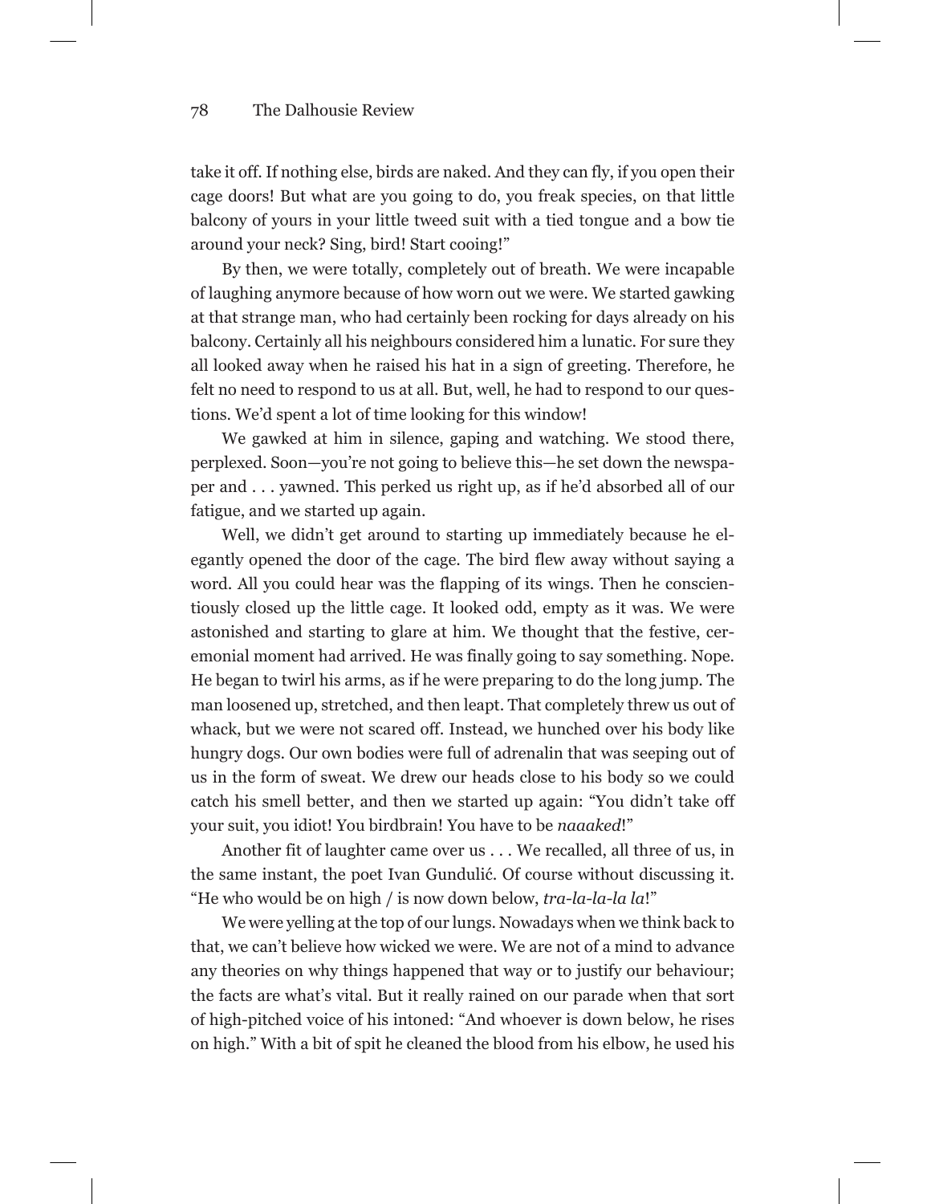take it off. If nothing else, birds are naked. And they can fly, if you open their cage doors! But what are you going to do, you freak species, on that little balcony of yours in your little tweed suit with a tied tongue and a bow tie around your neck? Sing, bird! Start cooing!"

By then, we were totally, completely out of breath. We were incapable of laughing anymore because of how worn out we were. We started gawking at that strange man, who had certainly been rocking for days already on his balcony. Certainly all his neighbours considered him a lunatic. For sure they all looked away when he raised his hat in a sign of greeting. Therefore, he felt no need to respond to us at all. But, well, he had to respond to our questions. We'd spent a lot of time looking for this window!

We gawked at him in silence, gaping and watching. We stood there, perplexed. Soon—you're not going to believe this—he set down the newspaper and . . . yawned. This perked us right up, as if he'd absorbed all of our fatigue, and we started up again.

Well, we didn't get around to starting up immediately because he elegantly opened the door of the cage. The bird flew away without saying a word. All you could hear was the flapping of its wings. Then he conscientiously closed up the little cage. It looked odd, empty as it was. We were astonished and starting to glare at him. We thought that the festive, ceremonial moment had arrived. He was finally going to say something. Nope. He began to twirl his arms, as if he were preparing to do the long jump. The man loosened up, stretched, and then leapt. That completely threw us out of whack, but we were not scared off. Instead, we hunched over his body like hungry dogs. Our own bodies were full of adrenalin that was seeping out of us in the form of sweat. We drew our heads close to his body so we could catch his smell better, and then we started up again: "You didn't take off your suit, you idiot! You birdbrain! You have to be *naaaked*!"

Another fit of laughter came over us . . . We recalled, all three of us, in the same instant, the poet Ivan Gundulić. Of course without discussing it. "He who would be on high / is now down below, *tra-la-la-la la*!"

We were yelling at the top of our lungs. Nowadays when we think back to that, we can't believe how wicked we were. We are not of a mind to advance any theories on why things happened that way or to justify our behaviour; the facts are what's vital. But it really rained on our parade when that sort of high-pitched voice of his intoned: "And whoever is down below, he rises on high." With a bit of spit he cleaned the blood from his elbow, he used his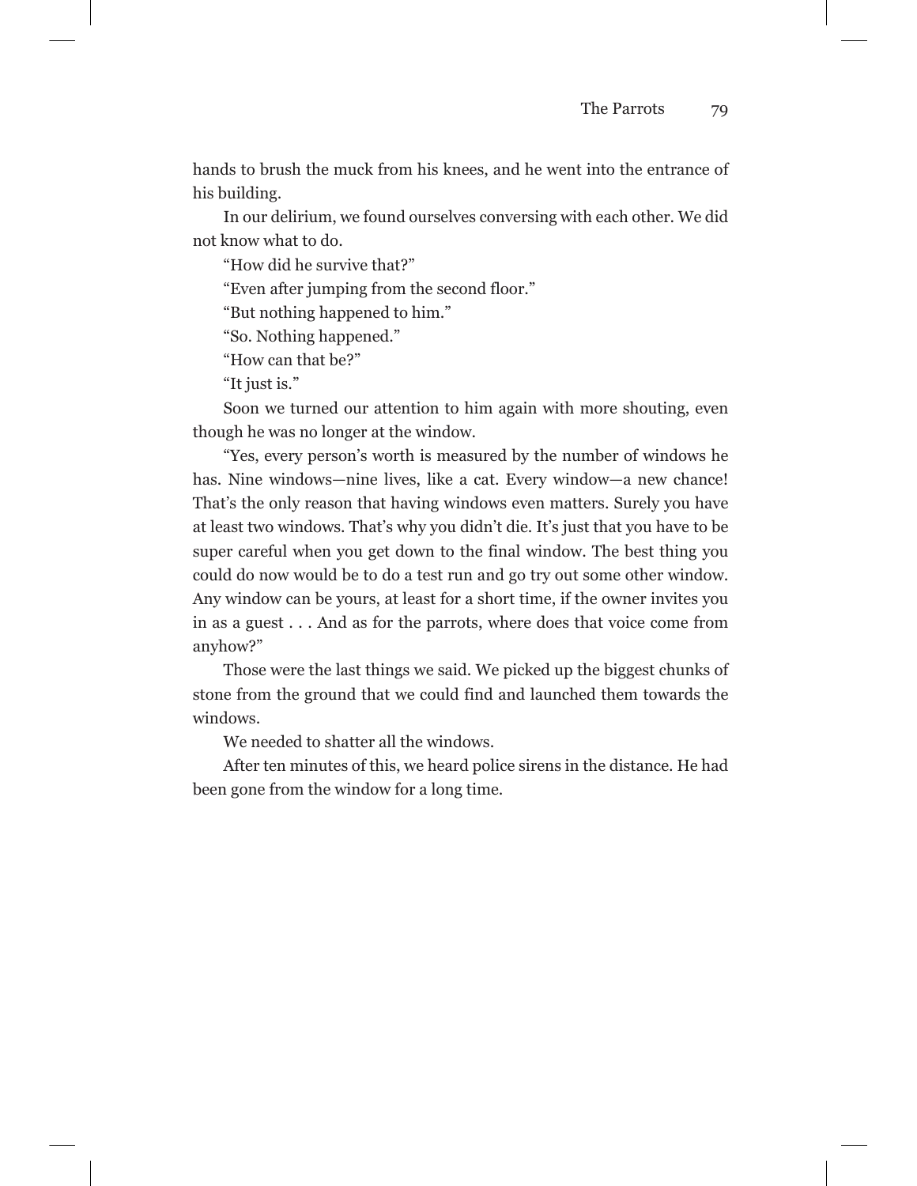hands to brush the muck from his knees, and he went into the entrance of his building.

In our delirium, we found ourselves conversing with each other. We did not know what to do.

"How did he survive that?"

"Even after jumping from the second floor."

"But nothing happened to him."

"So. Nothing happened."

"How can that be?"

"It just is."

Soon we turned our attention to him again with more shouting, even though he was no longer at the window.

"Yes, every person's worth is measured by the number of windows he has. Nine windows—nine lives, like a cat. Every window—a new chance! That's the only reason that having windows even matters. Surely you have at least two windows. That's why you didn't die. It's just that you have to be super careful when you get down to the final window. The best thing you could do now would be to do a test run and go try out some other window. Any window can be yours, at least for a short time, if the owner invites you in as a guest . . . And as for the parrots, where does that voice come from anyhow?"

Those were the last things we said. We picked up the biggest chunks of stone from the ground that we could find and launched them towards the windows.

We needed to shatter all the windows.

After ten minutes of this, we heard police sirens in the distance. He had been gone from the window for a long time.